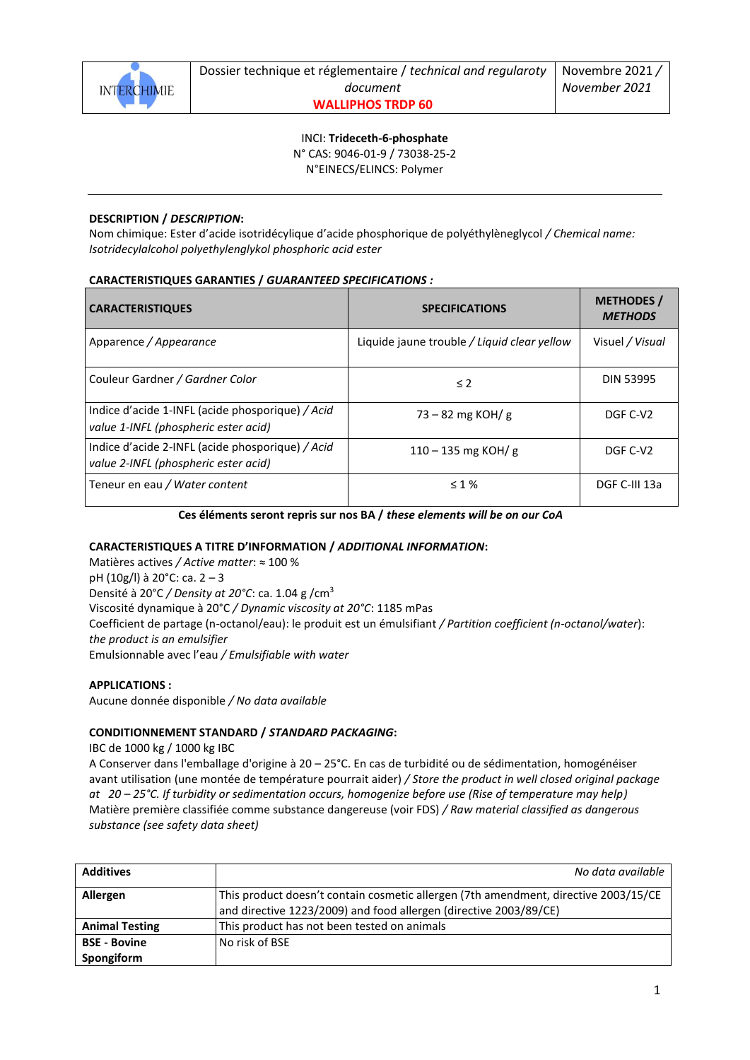| INTERCHIMIE | Dossier technique et réglementaire / *technical and regularoty document* **WALLIPHOS TRDP 60** | Novembre 2021 / *November 2021* |
|---|---|---|

INCI: **Trideceth-6-phosphate**
N° CAS: 9046-01-9 / 73038-25-2
N°EINECS/ELINCS: Polymer

---

**DESCRIPTION / *DESCRIPTION*:**
Nom chimique: Ester d'acide isotridécylique d'acide phosphorique de polyéthylèneglycol / *Chemical name: Isotridecylalcohol polyethylenglykol phosphoric acid ester*

**CARACTERISTIQUES GARANTIES / *GUARANTEED SPECIFICATIONS* :**

| CARACTERISTIQUES | SPECIFICATIONS | METHODES / *METHODS* |
|---|---|---|
| Apparence / *Appearance* | Liquide jaune trouble / *Liquid clear yellow* | Visuel / *Visual* |
| Couleur Gardner / *Gardner Color* | ≤ 2 | DIN 53995 |
| Indice d'acide 1-INFL (acide phosporique) / *Acid value 1-INFL (phosphoric ester acid)* | 73 – 82 mg KOH/ g | DGF C-V2 |
| Indice d'acide 2-INFL (acide phosporique) / *Acid value 2-INFL (phosphoric ester acid)* | 110 – 135 mg KOH/ g | DGF C-V2 |
| Teneur en eau / *Water content* | ≤ 1 % | DGF C-III 13a |

**Ces éléments seront repris sur nos BA / *these elements will be on our CoA***

**CARACTERISTIQUES A TITRE D'INFORMATION / *ADDITIONAL INFORMATION*:**
Matières actives / *Active matter*: ≈ 100 %
pH (10g/l) à 20°C: ca. 2 – 3
Densité à 20°C / *Density at 20°C*: ca. 1.04 g /cm$^3$
Viscosité dynamique à 20°C / *Dynamic viscosity at 20°C*: 1185 mPas
Coefficient de partage (n-octanol/eau): le produit est un émulsifiant / *Partition coefficient (n-octanol/water*): *the product is an emulsifier*
Emulsionnable avec l'eau / *Emulsifiable with water*

**APPLICATIONS :**
Aucune donnée disponible / *No data available*

**CONDITIONNEMENT STANDARD / *STANDARD PACKAGING*:**
IBC de 1000 kg / 1000 kg IBC
A Conserver dans l'emballage d'origine à 20 – 25°C. En cas de turbidité ou de sédimentation, homogénéiser avant utilisation (une montée de température pourrait aider) / *Store the product in well closed original package at 20 – 25°C. If turbidity or sedimentation occurs, homogenize before use (Rise of temperature may help)*
Matière première classifiée comme substance dangereuse (voir FDS) / *Raw material classified as dangerous substance (see safety data sheet)*

| | |
|---|---|
| **Additives** | *No data available* |
| **Allergen** | This product doesn't contain cosmetic allergen (7th amendment, directive 2003/15/CE and directive 1223/2009) and food allergen (directive 2003/89/CE) |
| **Animal Testing** | This product has not been tested on animals |
| **BSE - Bovine Spongiform** | No risk of BSE |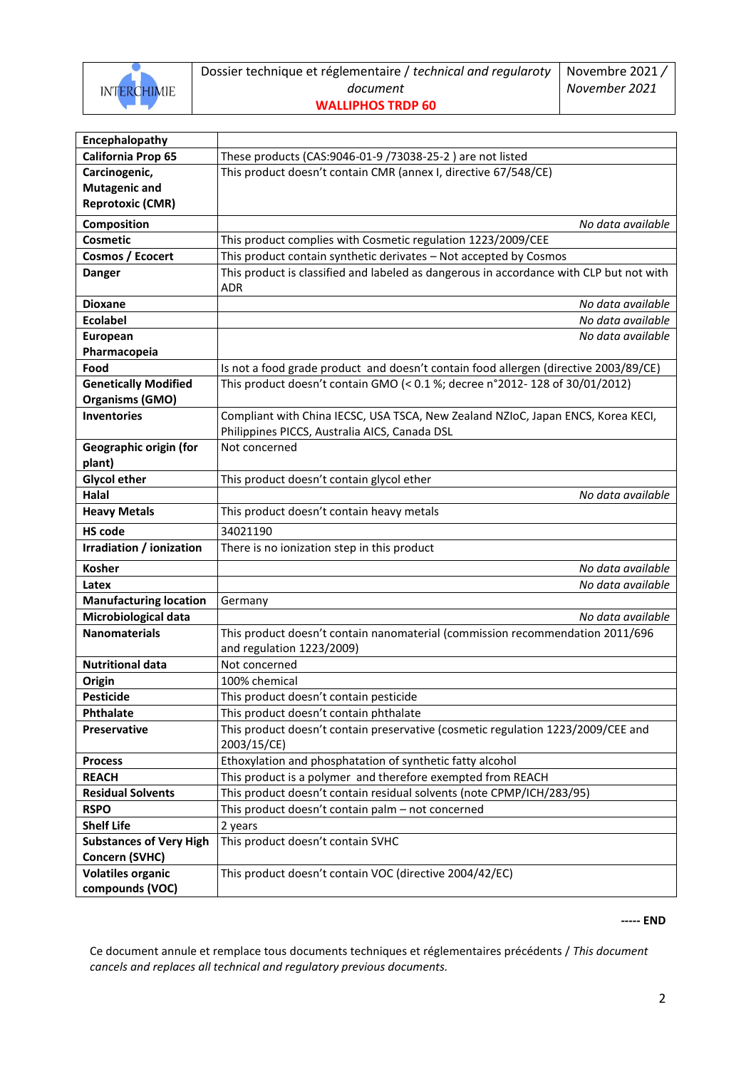| | |
|---|---|
| **Encephalopathy** | |
| **California Prop 65** | These products (CAS:9046-01-9 /73038-25-2 ) are not listed |
| **Carcinogenic, Mutagenic and Reprotoxic (CMR)** | This product doesn't contain CMR (annex I, directive 67/548/CE) |
| **Composition** | *No data available* |
| **Cosmetic** | This product complies with Cosmetic regulation 1223/2009/CEE |
| **Cosmos / Ecocert** | This product contain synthetic derivates – Not accepted by Cosmos |
| **Danger** | This product is classified and labeled as dangerous in accordance with CLP but not with ADR |
| **Dioxane** | *No data available* |
| **Ecolabel** | *No data available* |
| **European Pharmacopeia** | *No data available* |
| **Food** | Is not a food grade product and doesn't contain food allergen (directive 2003/89/CE) |
| **Genetically Modified Organisms (GMO)** | This product doesn't contain GMO (< 0.1 %; decree n°2012- 128 of 30/01/2012) |
| **Inventories** | Compliant with China IECSC, USA TSCA, New Zealand NZIoC, Japan ENCS, Korea KECI, Philippines PICCS, Australia AICS, Canada DSL |
| **Geographic origin (for plant)** | Not concerned |
| **Glycol ether** | This product doesn't contain glycol ether |
| **Halal** | *No data available* |
| **Heavy Metals** | This product doesn't contain heavy metals |
| **HS code** | 34021190 |
| **Irradiation / ionization** | There is no ionization step in this product |
| **Kosher** | *No data available* |
| **Latex** | *No data available* |
| **Manufacturing location** | Germany |
| **Microbiological data** | *No data available* |
| **Nanomaterials** | This product doesn't contain nanomaterial (commission recommendation 2011/696 and regulation 1223/2009) |
| **Nutritional data** | Not concerned |
| **Origin** | 100% chemical |
| **Pesticide** | This product doesn't contain pesticide |
| **Phthalate** | This product doesn't contain phthalate |
| **Preservative** | This product doesn't contain preservative (cosmetic regulation 1223/2009/CEE and 2003/15/CE) |
| **Process** | Ethoxylation and phosphatation of synthetic fatty alcohol |
| **REACH** | This product is a polymer and therefore exempted from REACH |
| **Residual Solvents** | This product doesn't contain residual solvents (note CPMP/ICH/283/95) |
| **RSPO** | This product doesn't contain palm – not concerned |
| **Shelf Life** | 2 years |
| **Substances of Very High Concern (SVHC)** | This product doesn't contain SVHC |
| **Volatiles organic compounds (VOC)** | This product doesn't contain VOC (directive 2004/42/EC) |

**----- END**

Ce document annule et remplace tous documents techniques et réglementaires précédents / *This document cancels and replaces all technical and regulatory previous documents.*